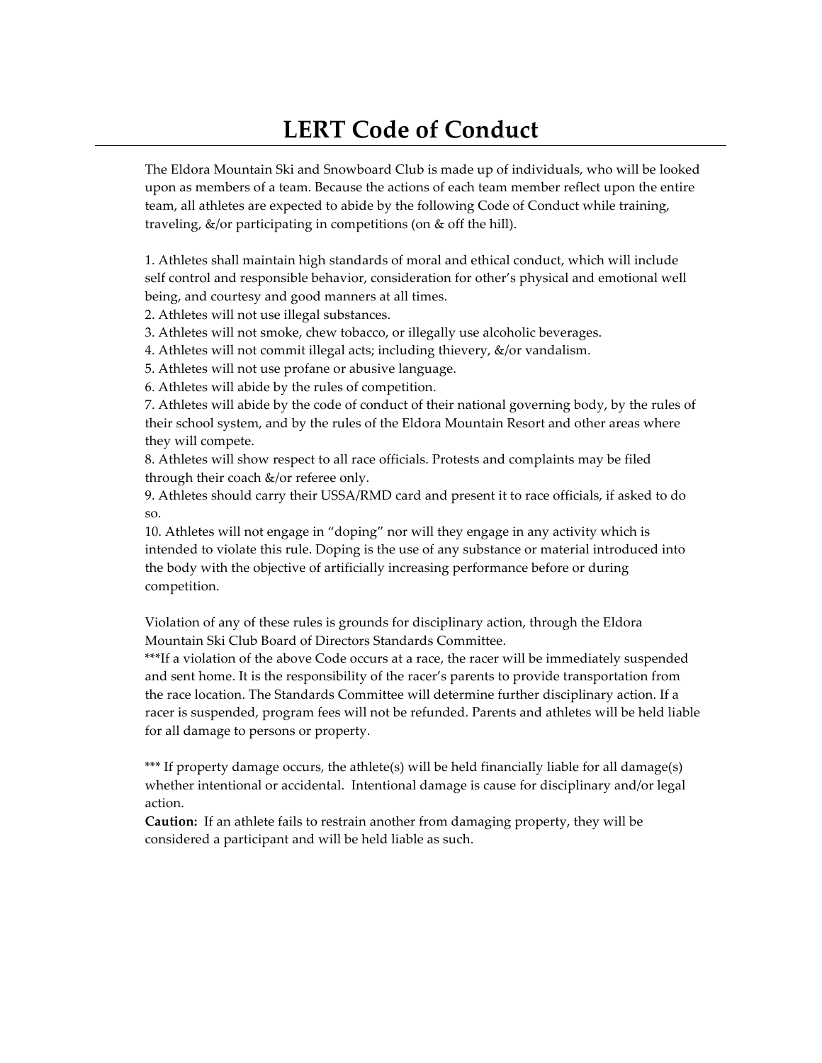# LERT Code of Conduct

The Eldora Mountain Ski and Snowboard Club is made up of individuals, who will be looked upon as members of a team. Because the actions of each team member reflect upon the entire team, all athletes are expected to abide by the following Code of Conduct while training, traveling, &/or participating in competitions (on & off the hill).

1. Athletes shall maintain high standards of moral and ethical conduct, which will include self control and responsible behavior, consideration for other's physical and emotional well being, and courtesy and good manners at all times.
2. Athletes will not use illegal substances.
3. Athletes will not smoke, chew tobacco, or illegally use alcoholic beverages.
4. Athletes will not commit illegal acts; including thievery, &/or vandalism.
5. Athletes will not use profane or abusive language.
6. Athletes will abide by the rules of competition.
7. Athletes will abide by the code of conduct of their national governing body, by the rules of their school system, and by the rules of the Eldora Mountain Resort and other areas where they will compete.
8. Athletes will show respect to all race officials. Protests and complaints may be filed through their coach &/or referee only.
9. Athletes should carry their USSA/RMD card and present it to race officials, if asked to do so.
10. Athletes will not engage in "doping" nor will they engage in any activity which is intended to violate this rule. Doping is the use of any substance or material introduced into the body with the objective of artificially increasing performance before or during competition.

Violation of any of these rules is grounds for disciplinary action, through the Eldora Mountain Ski Club Board of Directors Standards Committee.
***If a violation of the above Code occurs at a race, the racer will be immediately suspended and sent home. It is the responsibility of the racer's parents to provide transportation from the race location. The Standards Committee will determine further disciplinary action. If a racer is suspended, program fees will not be refunded. Parents and athletes will be held liable for all damage to persons or property.

*** If property damage occurs, the athlete(s) will be held financially liable for all damage(s) whether intentional or accidental. Intentional damage is cause for disciplinary and/or legal action.
**Caution:** If an athlete fails to restrain another from damaging property, they will be considered a participant and will be held liable as such.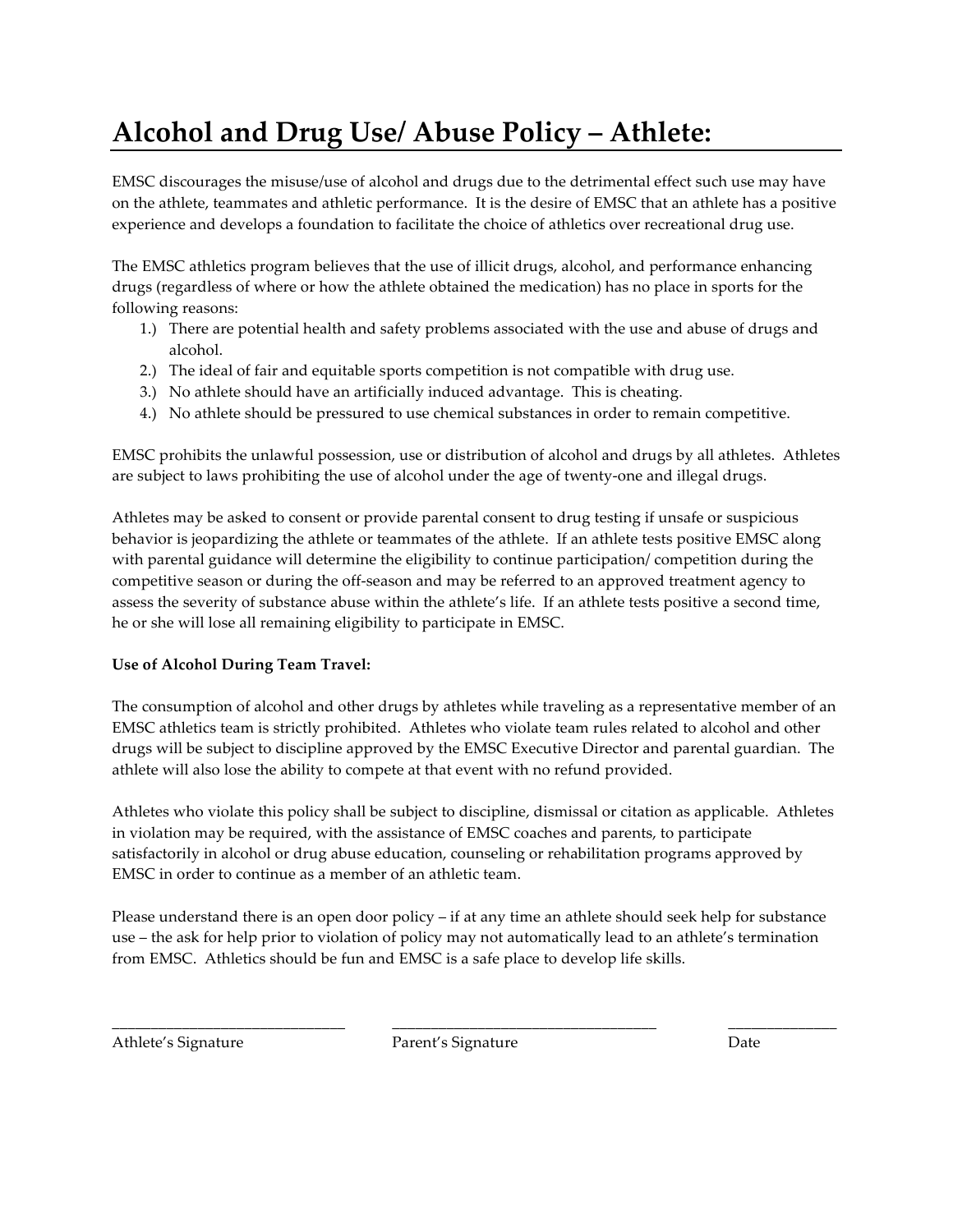# Alcohol and Drug Use/ Abuse Policy – Athlete:

EMSC discourages the misuse/use of alcohol and drugs due to the detrimental effect such use may have on the athlete, teammates and athletic performance. It is the desire of EMSC that an athlete has a positive experience and develops a foundation to facilitate the choice of athletics over recreational drug use.

The EMSC athletics program believes that the use of illicit drugs, alcohol, and performance enhancing drugs (regardless of where or how the athlete obtained the medication) has no place in sports for the following reasons:

1.) There are potential health and safety problems associated with the use and abuse of drugs and alcohol.
2.) The ideal of fair and equitable sports competition is not compatible with drug use.
3.) No athlete should have an artificially induced advantage. This is cheating.
4.) No athlete should be pressured to use chemical substances in order to remain competitive.

EMSC prohibits the unlawful possession, use or distribution of alcohol and drugs by all athletes. Athletes are subject to laws prohibiting the use of alcohol under the age of twenty-one and illegal drugs.

Athletes may be asked to consent or provide parental consent to drug testing if unsafe or suspicious behavior is jeopardizing the athlete or teammates of the athlete. If an athlete tests positive EMSC along with parental guidance will determine the eligibility to continue participation/ competition during the competitive season or during the off-season and may be referred to an approved treatment agency to assess the severity of substance abuse within the athlete's life. If an athlete tests positive a second time, he or she will lose all remaining eligibility to participate in EMSC.

**Use of Alcohol During Team Travel:**

The consumption of alcohol and other drugs by athletes while traveling as a representative member of an EMSC athletics team is strictly prohibited. Athletes who violate team rules related to alcohol and other drugs will be subject to discipline approved by the EMSC Executive Director and parental guardian. The athlete will also lose the ability to compete at that event with no refund provided.

Athletes who violate this policy shall be subject to discipline, dismissal or citation as applicable. Athletes in violation may be required, with the assistance of EMSC coaches and parents, to participate satisfactorily in alcohol or drug abuse education, counseling or rehabilitation programs approved by EMSC in order to continue as a member of an athletic team.

Please understand there is an open door policy – if at any time an athlete should seek help for substance use – the ask for help prior to violation of policy may not automatically lead to an athlete's termination from EMSC. Athletics should be fun and EMSC is a safe place to develop life skills.

______________________________ ___________________________________ ______________

Athlete's Signature Parent's Signature Date